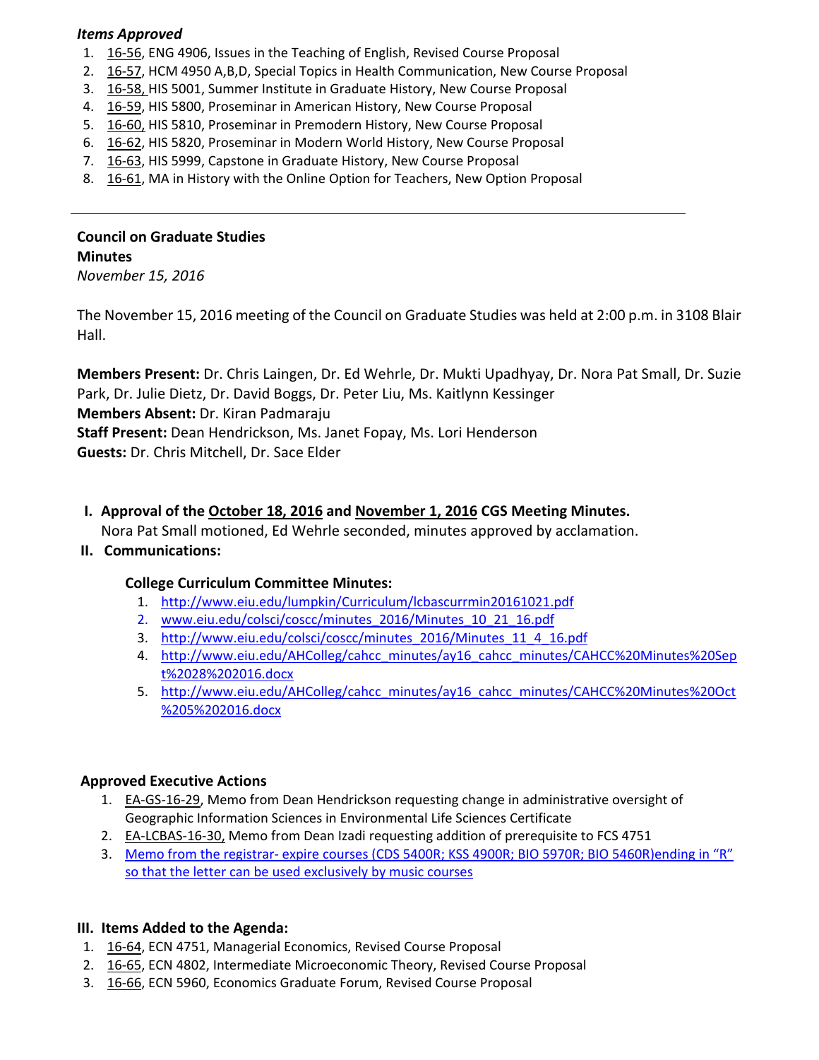***Items Approved***

1. 16-56, ENG 4906, Issues in the Teaching of English, Revised Course Proposal
2. 16-57, HCM 4950 A,B,D, Special Topics in Health Communication, New Course Proposal
3. 16-58, HIS 5001, Summer Institute in Graduate History, New Course Proposal
4. 16-59, HIS 5800, Proseminar in American History, New Course Proposal
5. 16-60, HIS 5810, Proseminar in Premodern History, New Course Proposal
6. 16-62, HIS 5820, Proseminar in Modern World History, New Course Proposal
7. 16-63, HIS 5999, Capstone in Graduate History, New Course Proposal
8. 16-61, MA in History with the Online Option for Teachers, New Option Proposal

---

**Council on Graduate Studies**
**Minutes**
*November 15, 2016*

The November 15, 2016 meeting of the Council on Graduate Studies was held at 2:00 p.m. in 3108 Blair Hall.

**Members Present:** Dr. Chris Laingen, Dr. Ed Wehrle, Dr. Mukti Upadhyay, Dr. Nora Pat Small, Dr. Suzie Park, Dr. Julie Dietz, Dr. David Boggs, Dr. Peter Liu, Ms. Kaitlynn Kessinger
**Members Absent:** Dr. Kiran Padmaraju
**Staff Present:** Dean Hendrickson, Ms. Janet Fopay, Ms. Lori Henderson
**Guests:** Dr. Chris Mitchell, Dr. Sace Elder

**I. Approval of the October 18, 2016 and November 1, 2016 CGS Meeting Minutes.**
Nora Pat Small motioned, Ed Wehrle seconded, minutes approved by acclamation.

**II. Communications:**

**College Curriculum Committee Minutes:**

1. http://www.eiu.edu/lumpkin/Curriculum/lcbascurrmin20161021.pdf
2. www.eiu.edu/colsci/coscc/minutes_2016/Minutes_10_21_16.pdf
3. http://www.eiu.edu/colsci/coscc/minutes_2016/Minutes_11_4_16.pdf
4. http://www.eiu.edu/AHColleg/cahcc_minutes/ay16_cahcc_minutes/CAHCC%20Minutes%20Sept%2028%202016.docx
5. http://www.eiu.edu/AHColleg/cahcc_minutes/ay16_cahcc_minutes/CAHCC%20Minutes%20Oct%205%202016.docx

**Approved Executive Actions**

1. EA-GS-16-29, Memo from Dean Hendrickson requesting change in administrative oversight of Geographic Information Sciences in Environmental Life Sciences Certificate
2. EA-LCBAS-16-30, Memo from Dean Izadi requesting addition of prerequisite to FCS 4751
3. Memo from the registrar- expire courses (CDS 5400R; KSS 4900R; BIO 5970R; BIO 5460R)ending in "R" so that the letter can be used exclusively by music courses

**III. Items Added to the Agenda:**

1. 16-64, ECN 4751, Managerial Economics, Revised Course Proposal
2. 16-65, ECN 4802, Intermediate Microeconomic Theory, Revised Course Proposal
3. 16-66, ECN 5960, Economics Graduate Forum, Revised Course Proposal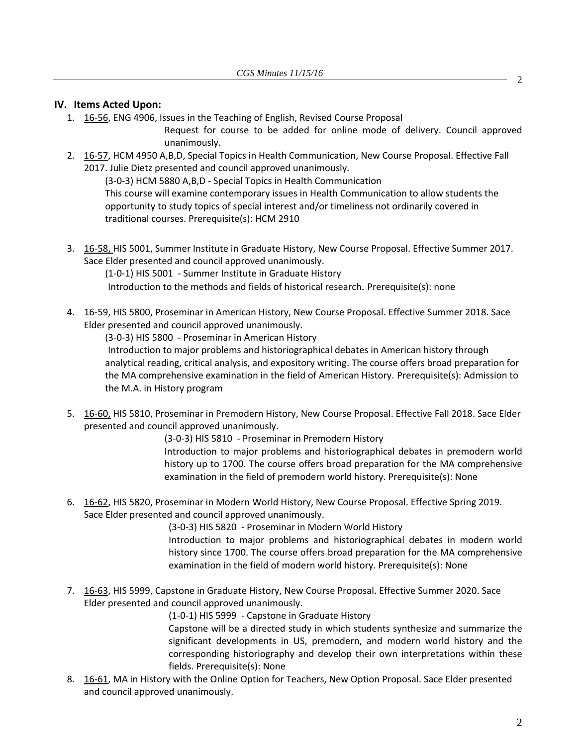## IV. Items Acted Upon:

1. 16-56, ENG 4906, Issues in the Teaching of English, Revised Course Proposal

   Request for course to be added for online mode of delivery. Council approved unanimously.

2. 16-57, HCM 4950 A,B,D, Special Topics in Health Communication, New Course Proposal. Effective Fall 2017. Julie Dietz presented and council approved unanimously.

   (3-0-3) HCM 5880 A,B,D - Special Topics in Health Communication
   This course will examine contemporary issues in Health Communication to allow students the opportunity to study topics of special interest and/or timeliness not ordinarily covered in traditional courses. Prerequisite(s): HCM 2910

3. 16-58, HIS 5001, Summer Institute in Graduate History, New Course Proposal. Effective Summer 2017. Sace Elder presented and council approved unanimously.

   (1-0-1) HIS 5001 - Summer Institute in Graduate History
   Introduction to the methods and fields of historical research. Prerequisite(s): none

4. 16-59, HIS 5800, Proseminar in American History, New Course Proposal. Effective Summer 2018. Sace Elder presented and council approved unanimously.

   (3-0-3) HIS 5800 - Proseminar in American History
   Introduction to major problems and historiographical debates in American history through analytical reading, critical analysis, and expository writing. The course offers broad preparation for the MA comprehensive examination in the field of American History. Prerequisite(s): Admission to the M.A. in History program

5. 16-60, HIS 5810, Proseminar in Premodern History, New Course Proposal. Effective Fall 2018. Sace Elder presented and council approved unanimously.

   (3-0-3) HIS 5810 - Proseminar in Premodern History
   Introduction to major problems and historiographical debates in premodern world history up to 1700. The course offers broad preparation for the MA comprehensive examination in the field of premodern world history. Prerequisite(s): None

6. 16-62, HIS 5820, Proseminar in Modern World History, New Course Proposal. Effective Spring 2019. Sace Elder presented and council approved unanimously.

   (3-0-3) HIS 5820 - Proseminar in Modern World History
   Introduction to major problems and historiographical debates in modern world history since 1700. The course offers broad preparation for the MA comprehensive examination in the field of modern world history. Prerequisite(s): None

7. 16-63, HIS 5999, Capstone in Graduate History, New Course Proposal. Effective Summer 2020. Sace Elder presented and council approved unanimously.

   (1-0-1) HIS 5999 - Capstone in Graduate History
   Capstone will be a directed study in which students synthesize and summarize the significant developments in US, premodern, and modern world history and the corresponding historiography and develop their own interpretations within these fields. Prerequisite(s): None

8. 16-61, MA in History with the Online Option for Teachers, New Option Proposal. Sace Elder presented and council approved unanimously.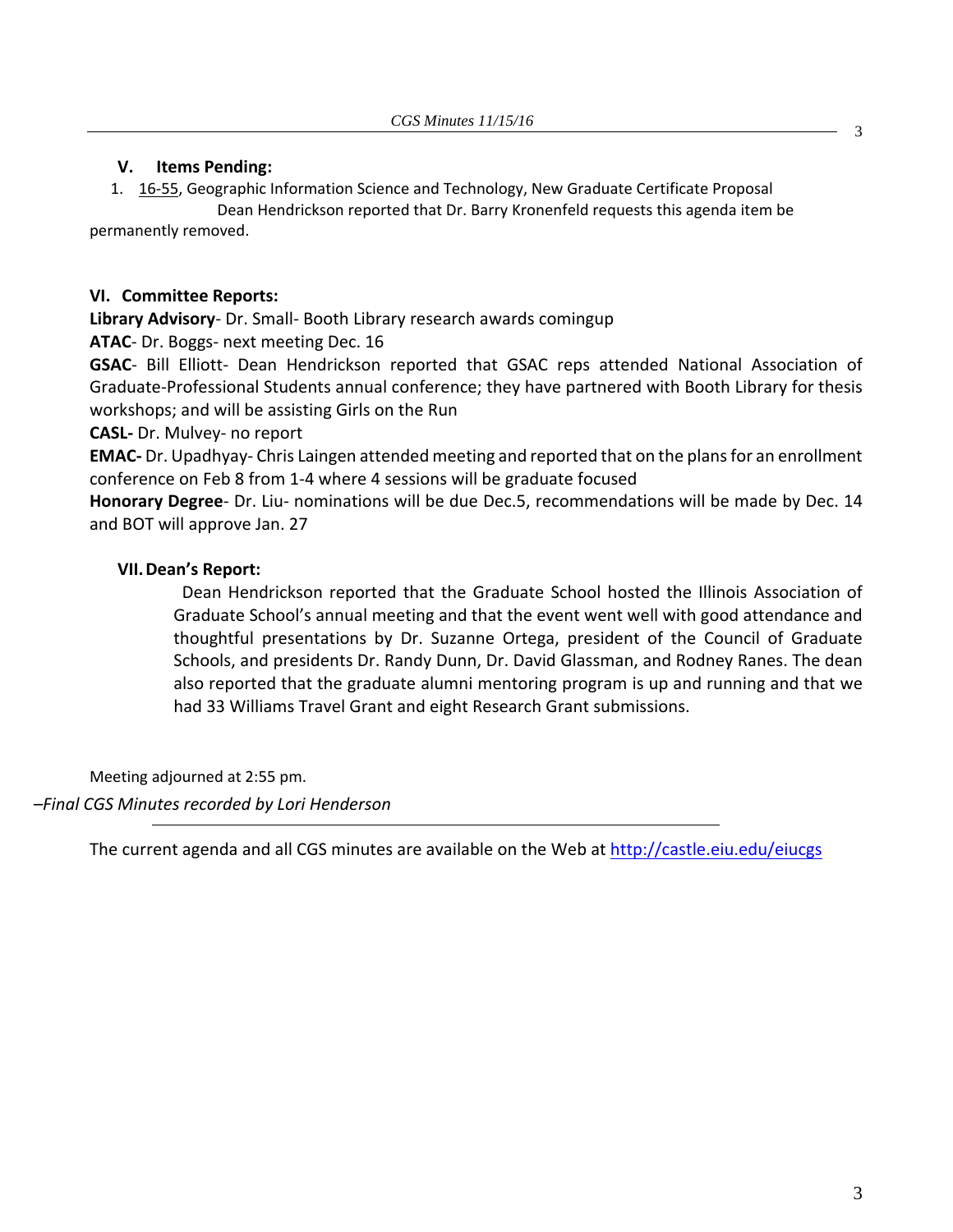## V. Items Pending:

1. 16-55, Geographic Information Science and Technology, New Graduate Certificate Proposal
   Dean Hendrickson reported that Dr. Barry Kronenfeld requests this agenda item be permanently removed.

## VI. Committee Reports:

**Library Advisory**- Dr. Small- Booth Library research awards comingup

**ATAC**- Dr. Boggs- next meeting Dec. 16

**GSAC**- Bill Elliott- Dean Hendrickson reported that GSAC reps attended National Association of Graduate-Professional Students annual conference; they have partnered with Booth Library for thesis workshops; and will be assisting Girls on the Run

**CASL-** Dr. Mulvey- no report

**EMAC-** Dr. Upadhyay- Chris Laingen attended meeting and reported that on the plans for an enrollment conference on Feb 8 from 1-4 where 4 sessions will be graduate focused

**Honorary Degree**- Dr. Liu- nominations will be due Dec.5, recommendations will be made by Dec. 14 and BOT will approve Jan. 27

## VII. Dean's Report:

Dean Hendrickson reported that the Graduate School hosted the Illinois Association of Graduate School's annual meeting and that the event went well with good attendance and thoughtful presentations by Dr. Suzanne Ortega, president of the Council of Graduate Schools, and presidents Dr. Randy Dunn, Dr. David Glassman, and Rodney Ranes. The dean also reported that the graduate alumni mentoring program is up and running and that we had 33 Williams Travel Grant and eight Research Grant submissions.

Meeting adjourned at 2:55 pm.

*–Final CGS Minutes recorded by Lori Henderson*

---

The current agenda and all CGS minutes are available on the Web at http://castle.eiu.edu/eiucgs